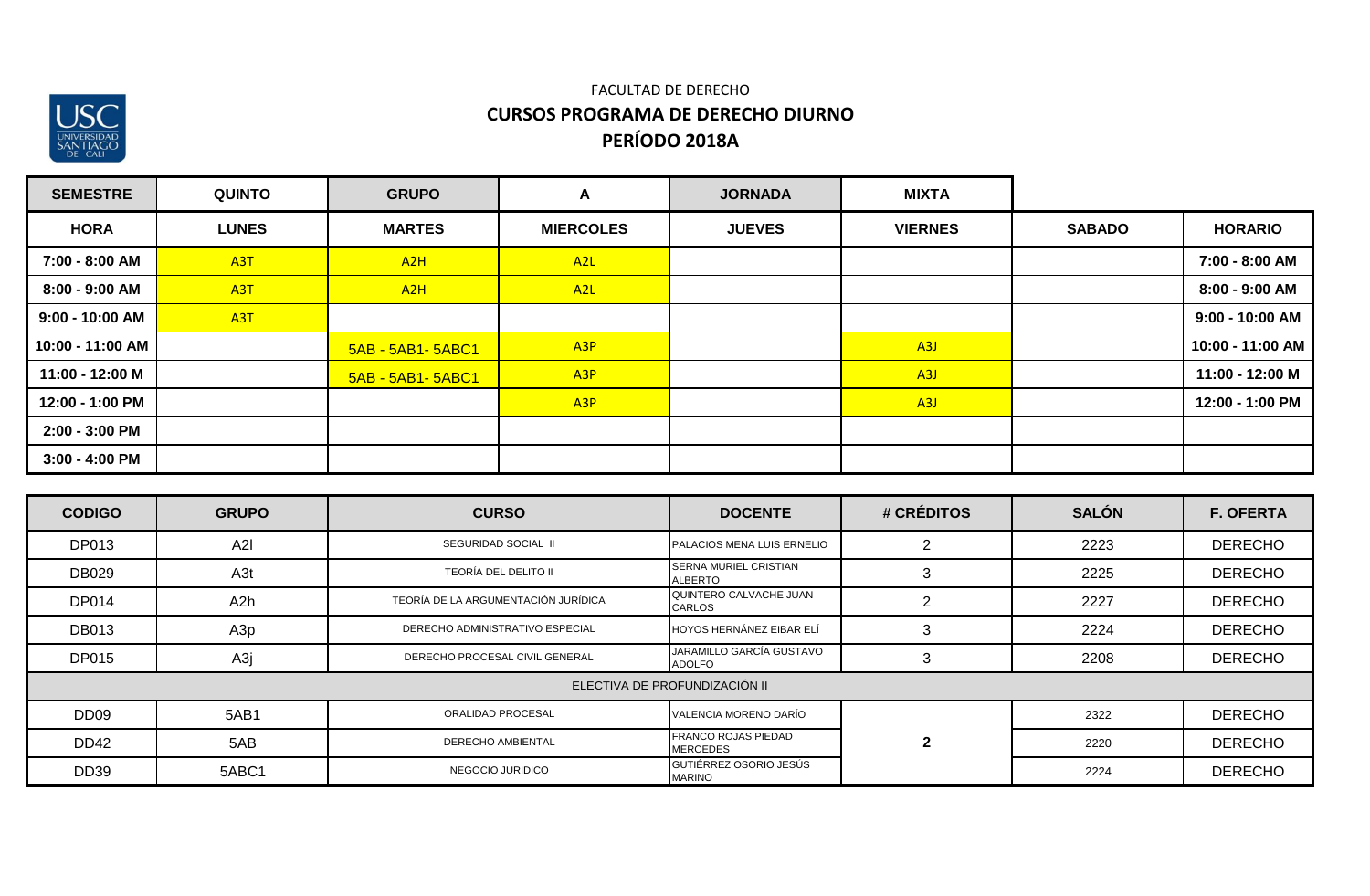FACULTAD DE DERECHO

## CURSOS PROGRAMA DE DERECHO DIURNO

## PERÍODO 2018A

| SEMESTRE | QUINTO | GRUPO | A | JORNADA | MIXTA | | |
|---|---|---|---|---|---|---|---|
| **HORA** | **LUNES** | **MARTES** | **MIERCOLES** | **JUEVES** | **VIERNES** | **SABADO** | **HORARIO** |
| 7:00 - 8:00 AM | A3T | A2H | A2L | | | | 7:00 - 8:00 AM |
| 8:00 - 9:00 AM | A3T | A2H | A2L | | | | 8:00 - 9:00 AM |
| 9:00 - 10:00 AM | A3T | | | | | | 9:00 - 10:00 AM |
| 10:00 - 11:00 AM | | 5AB - 5AB1- 5ABC1 | A3P | | A3J | | 10:00 - 11:00 AM |
| 11:00 - 12:00 M | | 5AB - 5AB1- 5ABC1 | A3P | | A3J | | 11:00 - 12:00 M |
| 12:00 - 1:00 PM | | | A3P | | A3J | | 12:00 - 1:00 PM |
| 2:00 - 3:00 PM | | | | | | | |
| 3:00 - 4:00 PM | | | | | | | |

| CODIGO | GRUPO | CURSO | DOCENTE | # CRÉDITOS | SALÓN | F. OFERTA |
|---|---|---|---|---|---|---|
| DP013 | A2l | SEGURIDAD SOCIAL II | PALACIOS MENA LUIS ERNELIO | 2 | 2223 | DERECHO |
| DB029 | A3t | TEORÍA DEL DELITO II | SERNA MURIEL CRISTIAN ALBERTO | 3 | 2225 | DERECHO |
| DP014 | A2h | TEORÍA DE LA ARGUMENTACIÓN JURÍDICA | QUINTERO CALVACHE JUAN CARLOS | 2 | 2227 | DERECHO |
| DB013 | A3p | DERECHO ADMINISTRATIVO ESPECIAL | HOYOS HERNÁNEZ EIBAR ELÍ | 3 | 2224 | DERECHO |
| DP015 | A3j | DERECHO PROCESAL CIVIL GENERAL | JARAMILLO GARCÍA GUSTAVO ADOLFO | 3 | 2208 | DERECHO |
| ELECTIVA DE PROFUNDIZACIÓN II | | | | | | |
| DD09 | 5AB1 | ORALIDAD PROCESAL | VALENCIA MORENO DARÍO | 2 | 2322 | DERECHO |
| DD42 | 5AB | DERECHO AMBIENTAL | FRANCO ROJAS PIEDAD MERCEDES | | 2220 | DERECHO |
| DD39 | 5ABC1 | NEGOCIO JURIDICO | GUTIÉRREZ OSORIO JESÚS MARINO | | 2224 | DERECHO |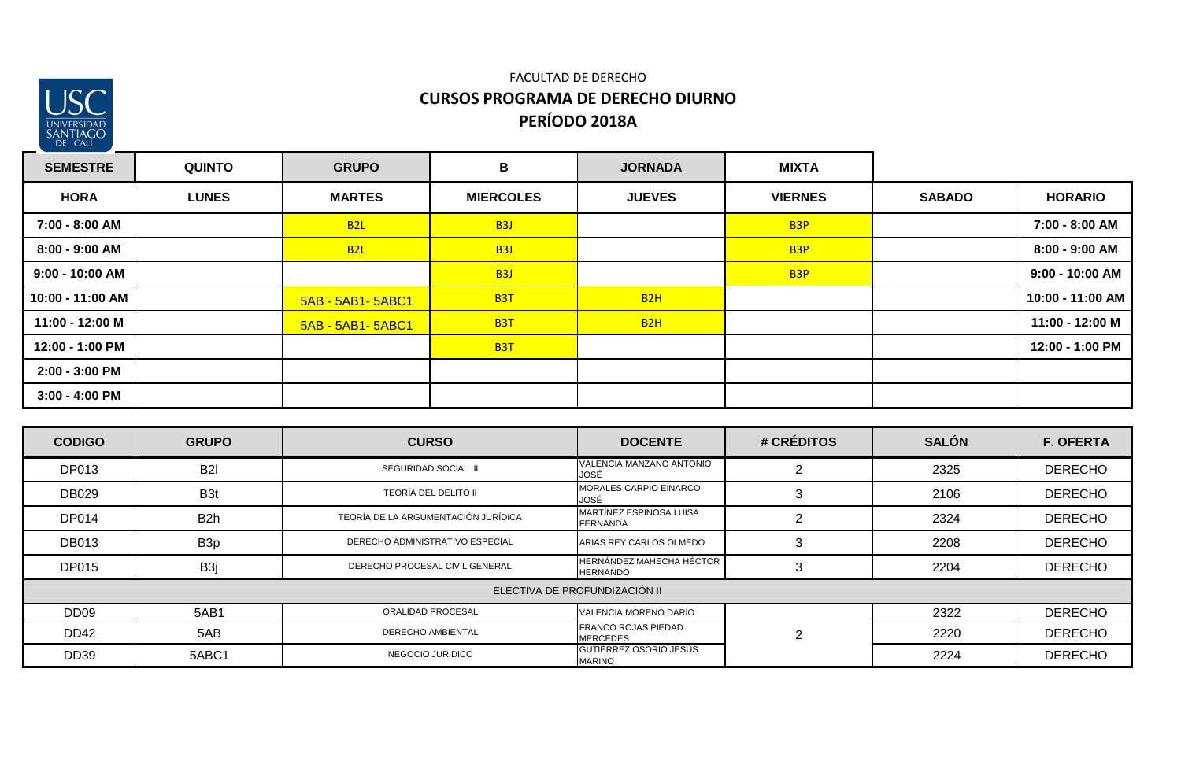FACULTAD DE DERECHO

## CURSOS PROGRAMA DE DERECHO DIURNO

## PERÍODO 2018A

| SEMESTRE | QUINTO | GRUPO | B | JORNADA | MIXTA | | |
|---|---|---|---|---|---|---|---|
| **HORA** | **LUNES** | **MARTES** | **MIERCOLES** | **JUEVES** | **VIERNES** | **SABADO** | **HORARIO** |
| 7:00 - 8:00 AM | | B2L | B3J | | B3P | | 7:00 - 8:00 AM |
| 8:00 - 9:00 AM | | B2L | B3J | | B3P | | 8:00 - 9:00 AM |
| 9:00 - 10:00 AM | | | B3J | | B3P | | 9:00 - 10:00 AM |
| 10:00 - 11:00 AM | | 5AB - 5AB1- 5ABC1 | B3T | B2H | | | 10:00 - 11:00 AM |
| 11:00 - 12:00 M | | 5AB - 5AB1- 5ABC1 | B3T | B2H | | | 11:00 - 12:00 M |
| 12:00 - 1:00 PM | | | B3T | | | | 12:00 - 1:00 PM |
| 2:00 - 3:00 PM | | | | | | | |
| 3:00 - 4:00 PM | | | | | | | |

| CODIGO | GRUPO | CURSO | DOCENTE | # CRÉDITOS | SALÓN | F. OFERTA |
|---|---|---|---|---|---|---|
| DP013 | B2l | SEGURIDAD SOCIAL II | VALENCIA MANZANO ANTONIO JOSÉ | 2 | 2325 | DERECHO |
| DB029 | B3t | TEORÍA DEL DELITO II | MORALES CARPIO EINARCO JOSÉ | 3 | 2106 | DERECHO |
| DP014 | B2h | TEORÍA DE LA ARGUMENTACIÓN JURÍDICA | MARTÍNEZ ESPINOSA LUISA FERNANDA | 2 | 2324 | DERECHO |
| DB013 | B3p | DERECHO ADMINISTRATIVO ESPECIAL | ARIAS REY CARLOS OLMEDO | 3 | 2208 | DERECHO |
| DP015 | B3j | DERECHO PROCESAL CIVIL GENERAL | HERNÁNDEZ MAHECHA HÉCTOR HERNANDO | 3 | 2204 | DERECHO |
| ELECTIVA DE PROFUNDIZACIÓN II | | | | | | |
| DD09 | 5AB1 | ORALIDAD PROCESAL | VALENCIA MORENO DARÍO | 2 | 2322 | DERECHO |
| DD42 | 5AB | DERECHO AMBIENTAL | FRANCO ROJAS PIEDAD MERCEDES | | 2220 | DERECHO |
| DD39 | 5ABC1 | NEGOCIO JURIDICO | GUTIÉRREZ OSORIO JESÚS MARINO | | 2224 | DERECHO |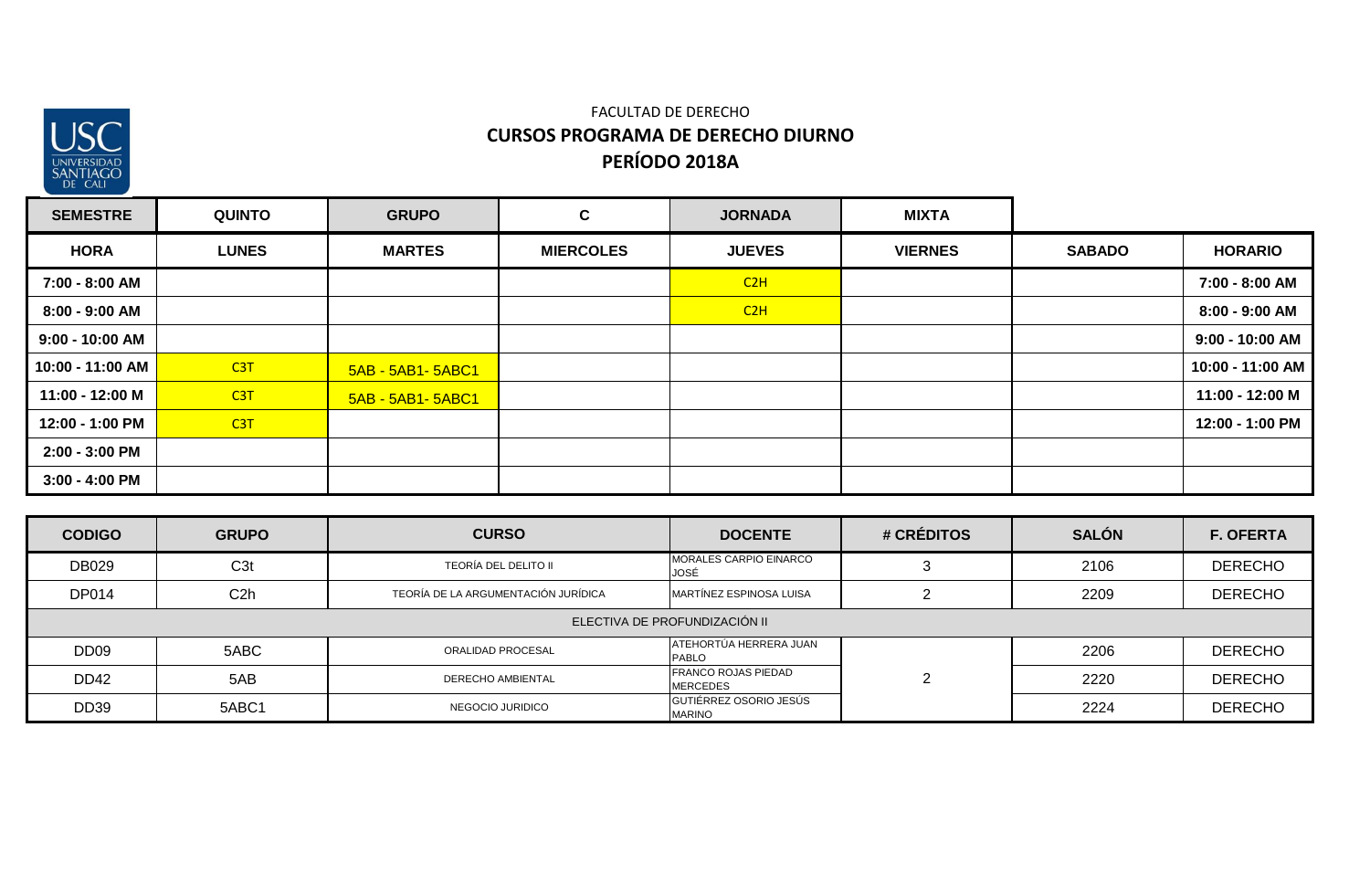FACULTAD DE DERECHO

**CURSOS PROGRAMA DE DERECHO DIURNO**

**PERÍODO 2018A**

| SEMESTRE | QUINTO | GRUPO | C | JORNADA | MIXTA | | |
|---|---|---|---|---|---|---|---|
| **HORA** | **LUNES** | **MARTES** | **MIERCOLES** | **JUEVES** | **VIERNES** | **SABADO** | **HORARIO** |
| 7:00 - 8:00 AM | | | | C2H | | | 7:00 - 8:00 AM |
| 8:00 - 9:00 AM | | | | C2H | | | 8:00 - 9:00 AM |
| 9:00 - 10:00 AM | | | | | | | 9:00 - 10:00 AM |
| 10:00 - 11:00 AM | C3T | 5AB - 5AB1- 5ABC1 | | | | | 10:00 - 11:00 AM |
| 11:00 - 12:00 M | C3T | 5AB - 5AB1- 5ABC1 | | | | | 11:00 - 12:00 M |
| 12:00 - 1:00 PM | C3T | | | | | | 12:00 - 1:00 PM |
| 2:00 - 3:00 PM | | | | | | | |
| 3:00 - 4:00 PM | | | | | | | |

| CODIGO | GRUPO | CURSO | DOCENTE | # CRÉDITOS | SALÓN | F. OFERTA |
|---|---|---|---|---|---|---|
| DB029 | C3t | TEORÍA DEL DELITO II | MORALES CARPIO EINARCO JOSÉ | 3 | 2106 | DERECHO |
| DP014 | C2h | TEORÍA DE LA ARGUMENTACIÓN JURÍDICA | MARTÍNEZ ESPINOSA LUISA | 2 | 2209 | DERECHO |
| ELECTIVA DE PROFUNDIZACIÓN II | | | | | | |
| DD09 | 5ABC | ORALIDAD PROCESAL | ATEHORTÚA HERRERA JUAN PABLO | 2 | 2206 | DERECHO |
| DD42 | 5AB | DERECHO AMBIENTAL | FRANCO ROJAS PIEDAD MERCEDES | | 2220 | DERECHO |
| DD39 | 5ABC1 | NEGOCIO JURIDICO | GUTIÉRREZ OSORIO JESÚS MARINO | | 2224 | DERECHO |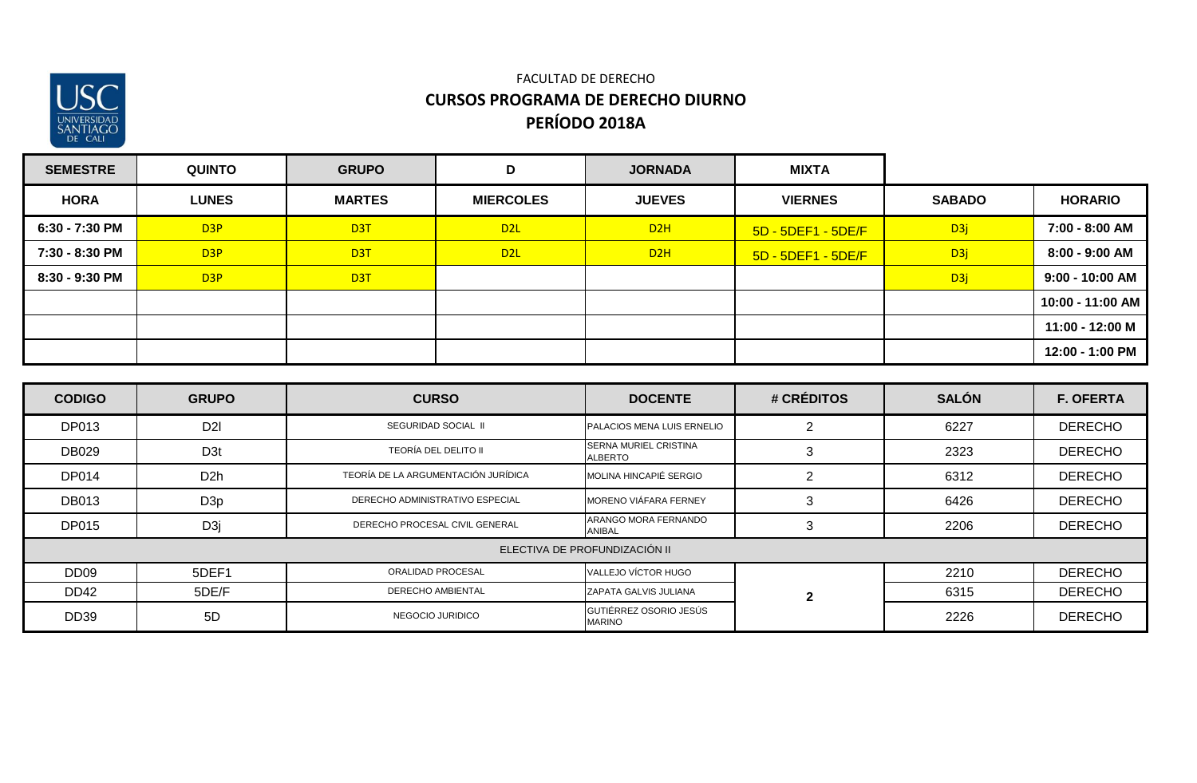FACULTAD DE DERECHO

## CURSOS PROGRAMA DE DERECHO DIURNO

## PERÍODO 2018A

| SEMESTRE | QUINTO | GRUPO | D | JORNADA | MIXTA | | |
|---|---|---|---|---|---|---|---|
| **HORA** | **LUNES** | **MARTES** | **MIERCOLES** | **JUEVES** | **VIERNES** | **SABADO** | **HORARIO** |
| 6:30 - 7:30 PM | D3P | D3T | D2L | D2H | 5D - 5DEF1 - 5DE/F | D3j | 7:00 - 8:00 AM |
| 7:30 - 8:30 PM | D3P | D3T | D2L | D2H | 5D - 5DEF1 - 5DE/F | D3j | 8:00 - 9:00 AM |
| 8:30 - 9:30 PM | D3P | D3T | | | | D3j | 9:00 - 10:00 AM |
| | | | | | | | 10:00 - 11:00 AM |
| | | | | | | | 11:00 - 12:00 M |
| | | | | | | | 12:00 - 1:00 PM |

| CODIGO | GRUPO | CURSO | DOCENTE | # CRÉDITOS | SALÓN | F. OFERTA |
|---|---|---|---|---|---|---|
| DP013 | D2l | SEGURIDAD SOCIAL II | PALACIOS MENA LUIS ERNELIO | 2 | 6227 | DERECHO |
| DB029 | D3t | TEORÍA DEL DELITO II | SERNA MURIEL CRISTINA ALBERTO | 3 | 2323 | DERECHO |
| DP014 | D2h | TEORÍA DE LA ARGUMENTACIÓN JURÍDICA | MOLINA HINCAPIÉ SERGIO | 2 | 6312 | DERECHO |
| DB013 | D3p | DERECHO ADMINISTRATIVO ESPECIAL | MORENO VIÁFARA FERNEY | 3 | 6426 | DERECHO |
| DP015 | D3j | DERECHO PROCESAL CIVIL GENERAL | ARANGO MORA FERNANDO ANIBAL | 3 | 2206 | DERECHO |
| ELECTIVA DE PROFUNDIZACIÓN II | | | | | | |
| DD09 | 5DEF1 | ORALIDAD PROCESAL | VALLEJO VÍCTOR HUGO | 2 | 2210 | DERECHO |
| DD42 | 5DE/F | DERECHO AMBIENTAL | ZAPATA GALVIS JULIANA | | 6315 | DERECHO |
| DD39 | 5D | NEGOCIO JURIDICO | GUTIÉRREZ OSORIO JESÚS MARINO | | 2226 | DERECHO |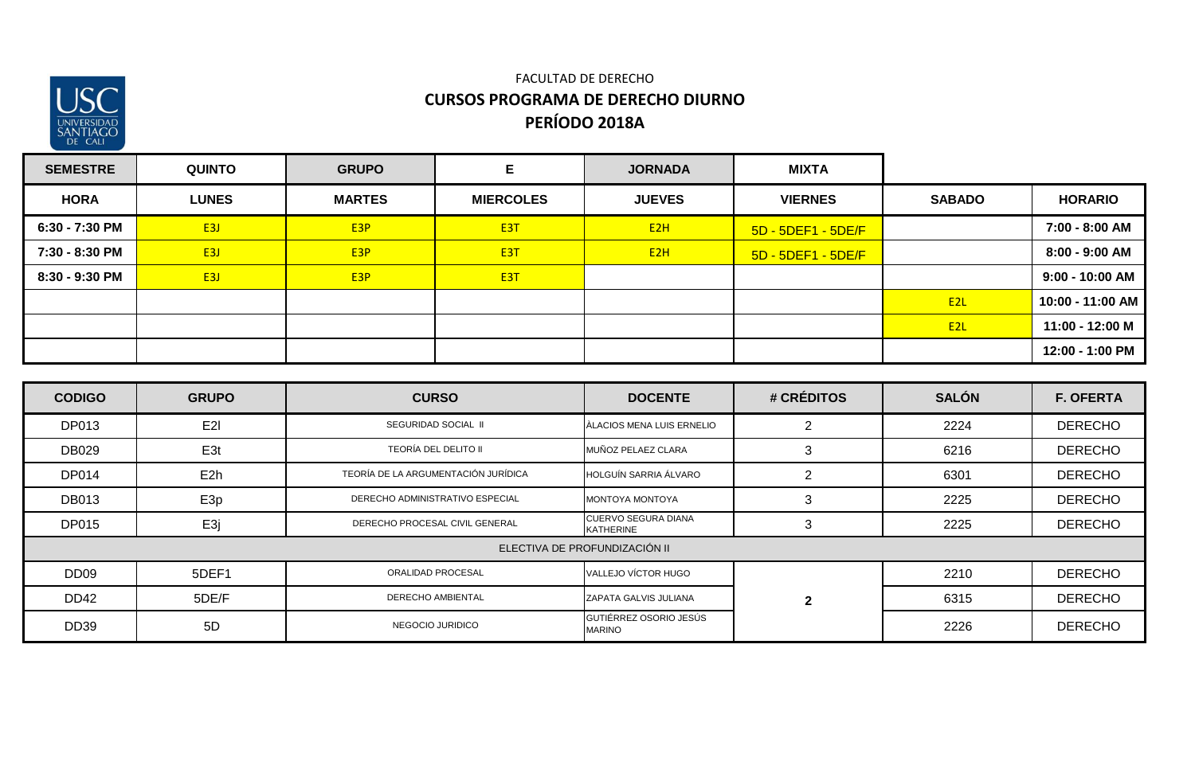FACULTAD DE DERECHO

**CURSOS PROGRAMA DE DERECHO DIURNO**

**PERÍODO 2018A**

| SEMESTRE | QUINTO | GRUPO | E | JORNADA | MIXTA | | |
|---|---|---|---|---|---|---|---|
| **HORA** | **LUNES** | **MARTES** | **MIERCOLES** | **JUEVES** | **VIERNES** | **SABADO** | **HORARIO** |
| 6:30 - 7:30 PM | E3J | E3P | E3T | E2H | 5D - 5DEF1 - 5DE/F | | 7:00 - 8:00 AM |
| 7:30 - 8:30 PM | E3J | E3P | E3T | E2H | 5D - 5DEF1 - 5DE/F | | 8:00 - 9:00 AM |
| 8:30 - 9:30 PM | E3J | E3P | E3T | | | | 9:00 - 10:00 AM |
| | | | | | | E2L | 10:00 - 11:00 AM |
| | | | | | | E2L | 11:00 - 12:00 M |
| | | | | | | | 12:00 - 1:00 PM |

| CODIGO | GRUPO | CURSO | DOCENTE | # CRÉDITOS | SALÓN | F. OFERTA |
|---|---|---|---|---|---|---|
| DP013 | E2l | SEGURIDAD SOCIAL II | ÀLACIOS MENA LUIS ERNELIO | 2 | 2224 | DERECHO |
| DB029 | E3t | TEORÍA DEL DELITO II | MUÑOZ PELAEZ CLARA | 3 | 6216 | DERECHO |
| DP014 | E2h | TEORÍA DE LA ARGUMENTACIÓN JURÍDICA | HOLGUÍN SARRIA ÁLVARO | 2 | 6301 | DERECHO |
| DB013 | E3p | DERECHO ADMINISTRATIVO ESPECIAL | MONTOYA MONTOYA | 3 | 2225 | DERECHO |
| DP015 | E3j | DERECHO PROCESAL CIVIL GENERAL | CUERVO SEGURA DIANA KATHERINE | 3 | 2225 | DERECHO |
| ELECTIVA DE PROFUNDIZACIÓN II | | | | | | |
| DD09 | 5DEF1 | ORALIDAD PROCESAL | VALLEJO VÍCTOR HUGO | 2 | 2210 | DERECHO |
| DD42 | 5DE/F | DERECHO AMBIENTAL | ZAPATA GALVIS JULIANA | | 6315 | DERECHO |
| DD39 | 5D | NEGOCIO JURIDICO | GUTIÉRREZ OSORIO JESÚS MARINO | | 2226 | DERECHO |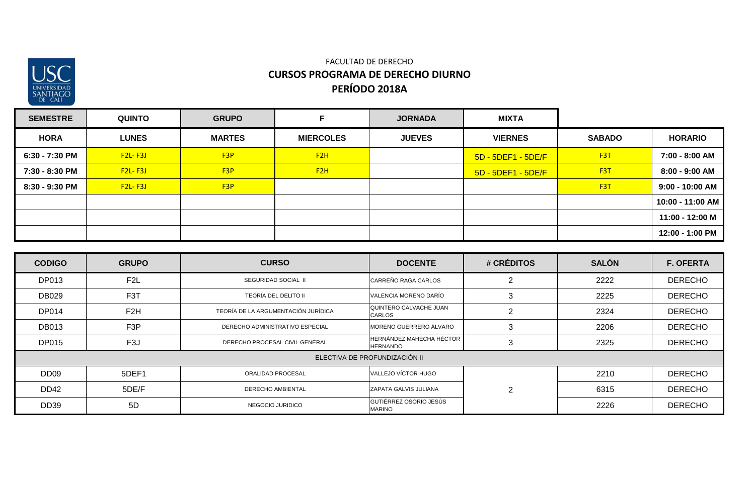FACULTAD DE DERECHO

**CURSOS PROGRAMA DE DERECHO DIURNO**

**PERÍODO 2018A**

| SEMESTRE | QUINTO | GRUPO | F | JORNADA | MIXTA | | |
|---|---|---|---|---|---|---|---|
| **HORA** | **LUNES** | **MARTES** | **MIERCOLES** | **JUEVES** | **VIERNES** | **SABADO** | **HORARIO** |
| 6:30 - 7:30 PM | F2L- F3J | F3P | F2H | | 5D - 5DEF1 - 5DE/F | F3T | 7:00 - 8:00 AM |
| 7:30 - 8:30 PM | F2L- F3J | F3P | F2H | | 5D - 5DEF1 - 5DE/F | F3T | 8:00 - 9:00 AM |
| 8:30 - 9:30 PM | F2L- F3J | F3P | | | | F3T | 9:00 - 10:00 AM |
| | | | | | | | 10:00 - 11:00 AM |
| | | | | | | | 11:00 - 12:00 M |
| | | | | | | | 12:00 - 1:00 PM |

| CODIGO | GRUPO | CURSO | DOCENTE | # CRÉDITOS | SALÓN | F. OFERTA |
|---|---|---|---|---|---|---|
| DP013 | F2L | SEGURIDAD SOCIAL II | CARREÑO RAGA CARLOS | 2 | 2222 | DERECHO |
| DB029 | F3T | TEORÍA DEL DELITO II | VALENCIA MORENO DARÍO | 3 | 2225 | DERECHO |
| DP014 | F2H | TEORÍA DE LA ARGUMENTACIÓN JURÍDICA | QUINTERO CALVACHE JUAN CARLOS | 2 | 2324 | DERECHO |
| DB013 | F3P | DERECHO ADMINISTRATIVO ESPECIAL | MORENO GUERRERO ÁLVARO | 3 | 2206 | DERECHO |
| DP015 | F3J | DERECHO PROCESAL CIVIL GENERAL | HERNÁNDEZ MAHECHA HÉCTOR HERNANDO | 3 | 2325 | DERECHO |
| ELECTIVA DE PROFUNDIZACIÓN II | | | | | | |
| DD09 | 5DEF1 | ORALIDAD PROCESAL | VALLEJO VÍCTOR HUGO | 2 | 2210 | DERECHO |
| DD42 | 5DE/F | DERECHO AMBIENTAL | ZAPATA GALVIS JULIANA | | 6315 | DERECHO |
| DD39 | 5D | NEGOCIO JURIDICO | GUTIÉRREZ OSORIO JESÚS MARINO | | 2226 | DERECHO |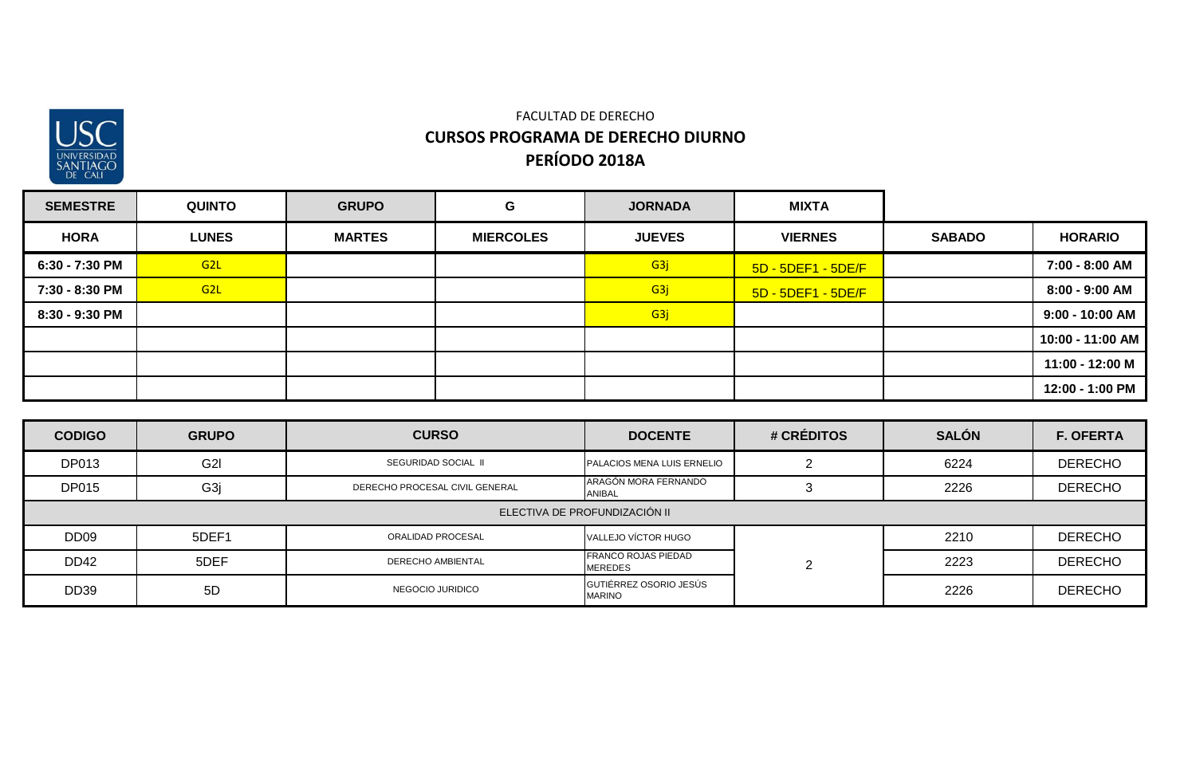FACULTAD DE DERECHO

## CURSOS PROGRAMA DE DERECHO DIURNO

## PERÍODO 2018A

| SEMESTRE | QUINTO | GRUPO | G | JORNADA | MIXTA | | |
|---|---|---|---|---|---|---|---|
| **HORA** | **LUNES** | **MARTES** | **MIERCOLES** | **JUEVES** | **VIERNES** | **SABADO** | **HORARIO** |
| 6:30 - 7:30 PM | G2L | | | G3j | 5D - 5DEF1 - 5DE/F | | 7:00 - 8:00 AM |
| 7:30 - 8:30 PM | G2L | | | G3j | 5D - 5DEF1 - 5DE/F | | 8:00 - 9:00 AM |
| 8:30 - 9:30 PM | | | | G3j | | | 9:00 - 10:00 AM |
| | | | | | | | 10:00 - 11:00 AM |
| | | | | | | | 11:00 - 12:00 M |
| | | | | | | | 12:00 - 1:00 PM |

| CODIGO | GRUPO | CURSO | DOCENTE | # CRÉDITOS | SALÓN | F. OFERTA |
|---|---|---|---|---|---|---|
| DP013 | G2l | SEGURIDAD SOCIAL II | PALACIOS MENA LUIS ERNELIO | 2 | 6224 | DERECHO |
| DP015 | G3j | DERECHO PROCESAL CIVIL GENERAL | ARAGÓN MORA FERNANDO ANIBAL | 3 | 2226 | DERECHO |
| ELECTIVA DE PROFUNDIZACIÓN II | | | | | | |
| DD09 | 5DEF1 | ORALIDAD PROCESAL | VALLEJO VÍCTOR HUGO | 2 | 2210 | DERECHO |
| DD42 | 5DEF | DERECHO AMBIENTAL | FRANCO ROJAS PIEDAD MEREDES | | 2223 | DERECHO |
| DD39 | 5D | NEGOCIO JURIDICO | GUTIÉRREZ OSORIO JESÚS MARINO | | 2226 | DERECHO |